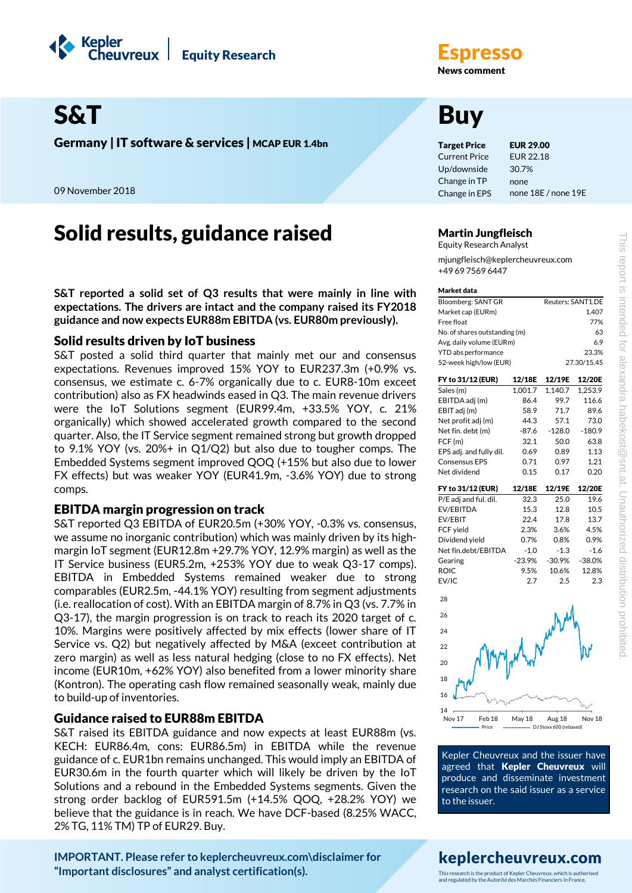Kepler Cheuvreux | Equity Research

**Espresso**
News comment

# S&T

**Germany | IT software & services | MCAP EUR 1.4bn**

09 November 2018

# Buy

| | |
|---|---|
| **Target Price** | **EUR 29.00** |
| Current Price | EUR 22.18 |
| Up/downside | 30.7% |
| Change in TP | none |
| Change in EPS | none 18E / none 19E |

# Solid results, guidance raised

**Martin Jungfleisch**
Equity Research Analyst
mjungfleisch@keplercheuvreux.com
+49 69 7569 6447

**S&T reported a solid set of Q3 results that were mainly in line with expectations. The drivers are intact and the company raised its FY2018 guidance and now expects EUR88m EBITDA (vs. EUR80m previously).**

## Solid results driven by IoT business

S&T posted a solid third quarter that mainly met our and consensus expectations. Revenues improved 15% YOY to EUR237.3m (+0.9% vs. consensus, we estimate c. 6-7% organically due to c. EUR8-10m exceet contribution) also as FX headwinds eased in Q3. The main revenue drivers were the IoT Solutions segment (EUR99.4m, +33.5% YOY, c. 21% organically) which showed accelerated growth compared to the second quarter. Also, the IT Service segment remained strong but growth dropped to 9.1% YOY (vs. 20%+ in Q1/Q2) but also due to tougher comps. The Embedded Systems segment improved QOQ (+15% but also due to lower FX effects) but was weaker YOY (EUR41.9m, -3.6% YOY) due to strong comps.

## EBITDA margin progression on track

S&T reported Q3 EBITDA of EUR20.5m (+30% YOY, -0.3% vs. consensus, we assume no inorganic contribution) which was mainly driven by its high-margin IoT segment (EUR12.8m +29.7% YOY, 12.9% margin) as well as the IT Service business (EUR5.2m, +253% YOY due to weak Q3-17 comps). EBITDA in Embedded Systems remained weaker due to strong comparables (EUR2.5m, -44.1% YOY) resulting from segment adjustments (i.e. reallocation of cost). With an EBITDA margin of 8.7% in Q3 (vs. 7.7% in Q3-17), the margin progression is on track to reach its 2020 target of c. 10%. Margins were positively affected by mix effects (lower share of IT Service vs. Q2) but negatively affected by M&A (exceet contribution at zero margin) as well as less natural hedging (close to no FX effects). Net income (EUR10m, +62% YOY) also benefited from a lower minority share (Kontron). The operating cash flow remained seasonally weak, mainly due to build-up of inventories.

## Guidance raised to EUR88m EBITDA

S&T raised its EBITDA guidance and now expects at least EUR88m (vs. KECH: EUR86.4m, cons: EUR86.5m) in EBITDA while the revenue guidance of c. EUR1bn remains unchanged. This would imply an EBITDA of EUR30.6m in the fourth quarter which will likely be driven by the IoT Solutions and a rebound in the Embedded Systems segments. Given the strong order backlog of EUR591.5m (+14.5% QOQ, +28.2% YOY) we believe that the guidance is in reach. We have DCF-based (8.25% WACC, 2% TG, 11% TM) TP of EUR29. Buy.

**Market data**

| | |
|---|---|
| Bloomberg: SANT GR | Reuters: SANT1.DE |
| Market cap (EURm) | 1,407 |
| Free float | 77% |
| No. of shares outstanding (m) | 63 |
| Avg. daily volume (EURm) | 6.9 |
| YTD abs performance | 23.3% |
| 52-week high/low (EUR) | 27.30/15.45 |

| FY to 31/12 (EUR) | 12/18E | 12/19E | 12/20E |
|---|---|---|---|
| Sales (m) | 1,001.7 | 1,140.7 | 1,253.9 |
| EBITDA adj (m) | 86.4 | 99.7 | 116.6 |
| EBIT adj (m) | 58.9 | 71.7 | 89.6 |
| Net profit adj (m) | 44.3 | 57.1 | 73.0 |
| Net fin. debt (m) | -87.6 | -128.0 | -180.9 |
| FCF (m) | 32.1 | 50.0 | 63.8 |
| EPS adj. and fully dil. | 0.69 | 0.89 | 1.13 |
| Consensus EPS | 0.71 | 0.97 | 1.21 |
| Net dividend | 0.15 | 0.17 | 0.20 |

| FY to 31/12 (EUR) | 12/18E | 12/19E | 12/20E |
|---|---|---|---|
| P/E adj and ful. dil. | 32.3 | 25.0 | 19.6 |
| EV/EBITDA | 15.3 | 12.8 | 10.5 |
| EV/EBIT | 22.4 | 17.8 | 13.7 |
| FCF yield | 2.3% | 3.6% | 4.5% |
| Dividend yield | 0.7% | 0.8% | 0.9% |
| Net fin.debt/EBITDA | -1.0 | -1.3 | -1.6 |
| Gearing | -23.9% | -30.9% | -38.0% |
| ROIC | 9.5% | 10.6% | 12.8% |
| EV/IC | 2.7 | 2.5 | 2.3 |

Price —— DJ Stoxx 600 (rebased)

Kepler Cheuvreux and the issuer have agreed that **Kepler Cheuvreux** will produce and disseminate investment research on the said issuer as a service to the issuer.

**IMPORTANT. Please refer to keplercheuvreux.com\disclaimer for "Important disclosures" and analyst certification(s).**

**keplercheuvreux.com**
This research is the product of Kepler Cheuvreux, which is authorised and regulated by the Autorité des Marchés Financiers in France.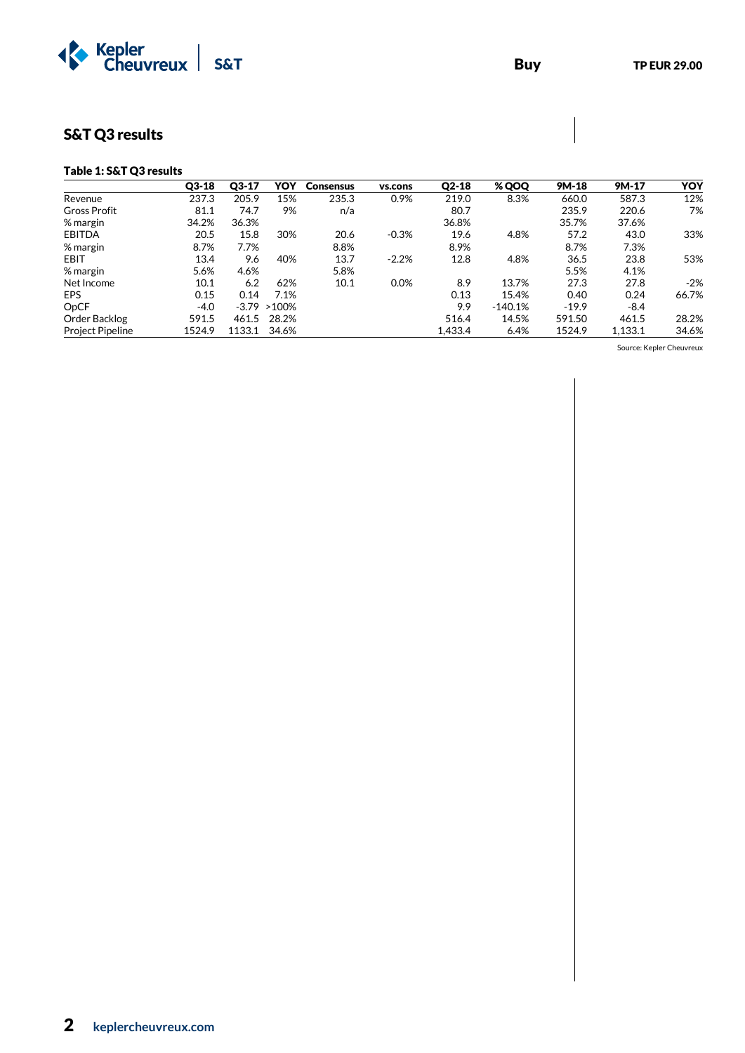## S&T Q3 results

**Table 1: S&T Q3 results**

| | Q3-18 | Q3-17 | YOY | Consensus | vs.cons | Q2-18 | % QOQ | 9M-18 | 9M-17 | YOY |
|---|---|---|---|---|---|---|---|---|---|---|
| Revenue | 237.3 | 205.9 | 15% | 235.3 | 0.9% | 219.0 | 8.3% | 660.0 | 587.3 | 12% |
| Gross Profit | 81.1 | 74.7 | 9% | n/a | | 80.7 | | 235.9 | 220.6 | 7% |
| % margin | 34.2% | 36.3% | | | | 36.8% | | 35.7% | 37.6% | |
| EBITDA | 20.5 | 15.8 | 30% | 20.6 | -0.3% | 19.6 | 4.8% | 57.2 | 43.0 | 33% |
| % margin | 8.7% | 7.7% | | 8.8% | | 8.9% | | 8.7% | 7.3% | |
| EBIT | 13.4 | 9.6 | 40% | 13.7 | -2.2% | 12.8 | 4.8% | 36.5 | 23.8 | 53% |
| % margin | 5.6% | 4.6% | | 5.8% | | | | 5.5% | 4.1% | |
| Net Income | 10.1 | 6.2 | 62% | 10.1 | 0.0% | 8.9 | 13.7% | 27.3 | 27.8 | -2% |
| EPS | 0.15 | 0.14 | 7.1% | | | 0.13 | 15.4% | 0.40 | 0.24 | 66.7% |
| OpCF | -4.0 | -3.79 | >100% | | | 9.9 | -140.1% | -19.9 | -8.4 | |
| Order Backlog | 591.5 | 461.5 | 28.2% | | | 516.4 | 14.5% | 591.50 | 461.5 | 28.2% |
| Project Pipeline | 1524.9 | 1133.1 | 34.6% | | | 1,433.4 | 6.4% | 1524.9 | 1,133.1 | 34.6% |

Source: Kepler Cheuvreux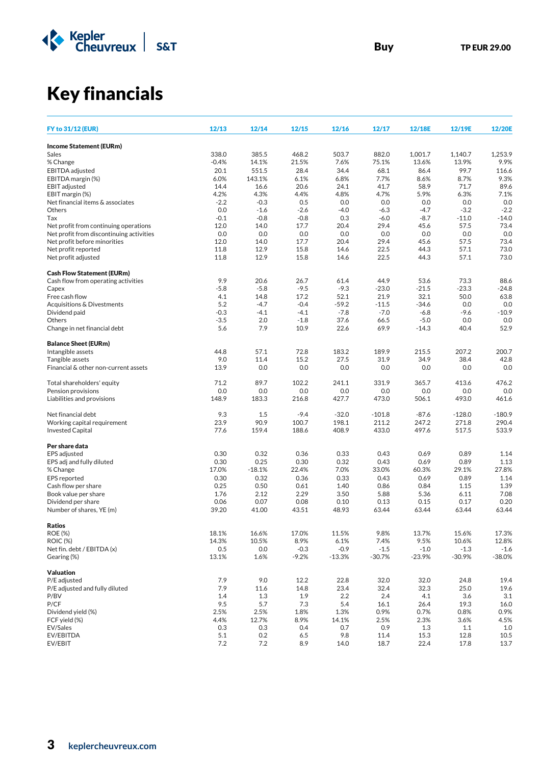Buy **TP EUR 29.00**

# Key financials

| FY to 31/12 (EUR) | 12/13 | 12/14 | 12/15 | 12/16 | 12/17 | 12/18E | 12/19E | 12/20E |
|---|---|---|---|---|---|---|---|---|
| **Income Statement (EURm)** | | | | | | | | |
| Sales | 338.0 | 385.5 | 468.2 | 503.7 | 882.0 | 1,001.7 | 1,140.7 | 1,253.9 |
| % Change | -0.4% | 14.1% | 21.5% | 7.6% | 75.1% | 13.6% | 13.9% | 9.9% |
| EBITDA adjusted | 20.1 | 551.5 | 28.4 | 34.4 | 68.1 | 86.4 | 99.7 | 116.6 |
| EBITDA margin (%) | 6.0% | 143.1% | 6.1% | 6.8% | 7.7% | 8.6% | 8.7% | 9.3% |
| EBIT adjusted | 14.4 | 16.6 | 20.6 | 24.1 | 41.7 | 58.9 | 71.7 | 89.6 |
| EBIT margin (%) | 4.2% | 4.3% | 4.4% | 4.8% | 4.7% | 5.9% | 6.3% | 7.1% |
| Net financial items & associates | -2.2 | -0.3 | 0.5 | 0.0 | 0.0 | 0.0 | 0.0 | 0.0 |
| Others | 0.0 | -1.6 | -2.6 | -4.0 | -6.3 | -4.7 | -3.2 | -2.2 |
| Tax | -0.1 | -0.8 | -0.8 | 0.3 | -6.0 | -8.7 | -11.0 | -14.0 |
| Net profit from continuing operations | 12.0 | 14.0 | 17.7 | 20.4 | 29.4 | 45.6 | 57.5 | 73.4 |
| Net profit from discontinuing activities | 0.0 | 0.0 | 0.0 | 0.0 | 0.0 | 0.0 | 0.0 | 0.0 |
| Net profit before minorities | 12.0 | 14.0 | 17.7 | 20.4 | 29.4 | 45.6 | 57.5 | 73.4 |
| Net profit reported | 11.8 | 12.9 | 15.8 | 14.6 | 22.5 | 44.3 | 57.1 | 73.0 |
| Net profit adjusted | 11.8 | 12.9 | 15.8 | 14.6 | 22.5 | 44.3 | 57.1 | 73.0 |
| **Cash Flow Statement (EURm)** | | | | | | | | |
| Cash flow from operating activities | 9.9 | 20.6 | 26.7 | 61.4 | 44.9 | 53.6 | 73.3 | 88.6 |
| Capex | -5.8 | -5.8 | -9.5 | -9.3 | -23.0 | -21.5 | -23.3 | -24.8 |
| Free cash flow | 4.1 | 14.8 | 17.2 | 52.1 | 21.9 | 32.1 | 50.0 | 63.8 |
| Acquisitions & Divestments | 5.2 | -4.7 | -0.4 | -59.2 | -11.5 | -34.6 | 0.0 | 0.0 |
| Dividend paid | -0.3 | -4.1 | -4.1 | -7.8 | -7.0 | -6.8 | -9.6 | -10.9 |
| Others | -3.5 | 2.0 | -1.8 | 37.6 | 66.5 | -5.0 | 0.0 | 0.0 |
| Change in net financial debt | 5.6 | 7.9 | 10.9 | 22.6 | 69.9 | -14.3 | 40.4 | 52.9 |
| **Balance Sheet (EURm)** | | | | | | | | |
| Intangible assets | 44.8 | 57.1 | 72.8 | 183.2 | 189.9 | 215.5 | 207.2 | 200.7 |
| Tangible assets | 9.0 | 11.4 | 15.2 | 27.5 | 31.9 | 34.9 | 38.4 | 42.8 |
| Financial & other non-current assets | 13.9 | 0.0 | 0.0 | 0.0 | 0.0 | 0.0 | 0.0 | 0.0 |
| Total shareholders' equity | 71.2 | 89.7 | 102.2 | 241.1 | 331.9 | 365.7 | 413.6 | 476.2 |
| Pension provisions | 0.0 | 0.0 | 0.0 | 0.0 | 0.0 | 0.0 | 0.0 | 0.0 |
| Liabilities and provisions | 148.9 | 183.3 | 216.8 | 427.7 | 473.0 | 506.1 | 493.0 | 461.6 |
| Net financial debt | 9.3 | 1.5 | -9.4 | -32.0 | -101.8 | -87.6 | -128.0 | -180.9 |
| Working capital requirement | 23.9 | 90.9 | 100.7 | 198.1 | 211.2 | 247.2 | 271.8 | 290.4 |
| Invested Capital | 77.6 | 159.4 | 188.6 | 408.9 | 433.0 | 497.6 | 517.5 | 533.9 |
| **Per share data** | | | | | | | | |
| EPS adjusted | 0.30 | 0.32 | 0.36 | 0.33 | 0.43 | 0.69 | 0.89 | 1.14 |
| EPS adj and fully diluted | 0.30 | 0.25 | 0.30 | 0.32 | 0.43 | 0.69 | 0.89 | 1.13 |
| % Change | 17.0% | -18.1% | 22.4% | 7.0% | 33.0% | 60.3% | 29.1% | 27.8% |
| EPS reported | 0.30 | 0.32 | 0.36 | 0.33 | 0.43 | 0.69 | 0.89 | 1.14 |
| Cash flow per share | 0.25 | 0.50 | 0.61 | 1.40 | 0.86 | 0.84 | 1.15 | 1.39 |
| Book value per share | 1.76 | 2.12 | 2.29 | 3.50 | 5.88 | 5.36 | 6.11 | 7.08 |
| Dividend per share | 0.06 | 0.07 | 0.08 | 0.10 | 0.13 | 0.15 | 0.17 | 0.20 |
| Number of shares, YE (m) | 39.20 | 41.00 | 43.51 | 48.93 | 63.44 | 63.44 | 63.44 | 63.44 |
| **Ratios** | | | | | | | | |
| ROE (%) | 18.1% | 16.6% | 17.0% | 11.5% | 9.8% | 13.7% | 15.6% | 17.3% |
| ROIC (%) | 14.3% | 10.5% | 8.9% | 6.1% | 7.4% | 9.5% | 10.6% | 12.8% |
| Net fin. debt / EBITDA (x) | 0.5 | 0.0 | -0.3 | -0.9 | -1.5 | -1.0 | -1.3 | -1.6 |
| Gearing (%) | 13.1% | 1.6% | -9.2% | -13.3% | -30.7% | -23.9% | -30.9% | -38.0% |
| **Valuation** | | | | | | | | |
| P/E adjusted | 7.9 | 9.0 | 12.2 | 22.8 | 32.0 | 32.0 | 24.8 | 19.4 |
| P/E adjusted and fully diluted | 7.9 | 11.6 | 14.8 | 23.4 | 32.4 | 32.3 | 25.0 | 19.6 |
| P/BV | 1.4 | 1.3 | 1.9 | 2.2 | 2.4 | 4.1 | 3.6 | 3.1 |
| P/CF | 9.5 | 5.7 | 7.3 | 5.4 | 16.1 | 26.4 | 19.3 | 16.0 |
| Dividend yield (%) | 2.5% | 2.5% | 1.8% | 1.3% | 0.9% | 0.7% | 0.8% | 0.9% |
| FCF yield (%) | 4.4% | 12.7% | 8.9% | 14.1% | 2.5% | 2.3% | 3.6% | 4.5% |
| EV/Sales | 0.3 | 0.3 | 0.4 | 0.7 | 0.9 | 1.3 | 1.1 | 1.0 |
| EV/EBITDA | 5.1 | 0.2 | 6.5 | 9.8 | 11.4 | 15.3 | 12.8 | 10.5 |
| EV/EBIT | 7.2 | 7.2 | 8.9 | 14.0 | 18.7 | 22.4 | 17.8 | 13.7 |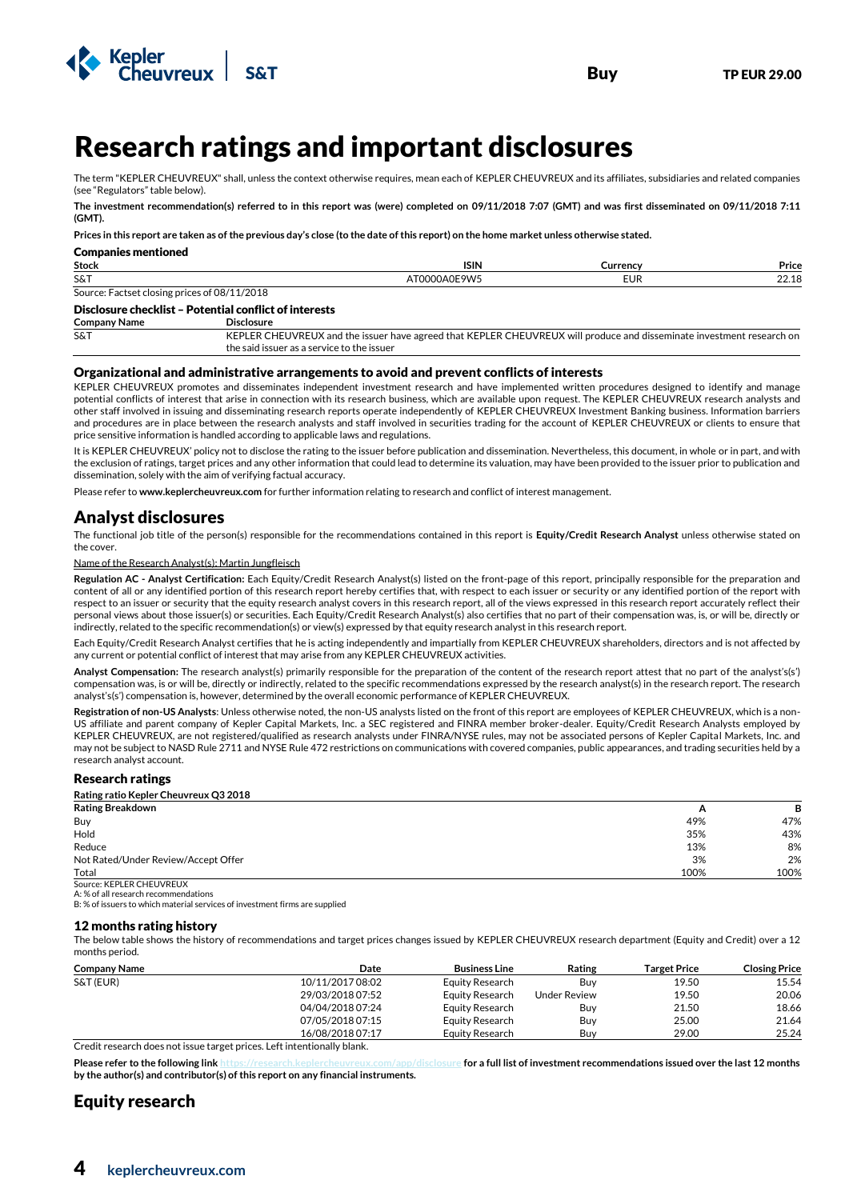# Research ratings and important disclosures

The term "KEPLER CHEUVREUX" shall, unless the context otherwise requires, mean each of KEPLER CHEUVREUX and its affiliates, subsidiaries and related companies (see "Regulators" table below).

**The investment recommendation(s) referred to in this report was (were) completed on 09/11/2018 7:07 (GMT) and was first disseminated on 09/11/2018 7:11 (GMT).**

**Prices in this report are taken as of the previous day's close (to the date of this report) on the home market unless otherwise stated.**

### Companies mentioned

| Stock | ISIN | Currency | Price |
|---|---|---|---|
| S&T | AT0000A0E9W5 | EUR | 22.18 |

Source: Factset closing prices of 08/11/2018

### Disclosure checklist – Potential conflict of interests

| Company Name | Disclosure |
|---|---|
| S&T | KEPLER CHEUVREUX and the issuer have agreed that KEPLER CHEUVREUX will produce and disseminate investment research on the said issuer as a service to the issuer |

### Organizational and administrative arrangements to avoid and prevent conflicts of interests

KEPLER CHEUVREUX promotes and disseminates independent investment research and have implemented written procedures designed to identify and manage potential conflicts of interest that arise in connection with its research business, which are available upon request. The KEPLER CHEUVREUX research analysts and other staff involved in issuing and disseminating research reports operate independently of KEPLER CHEUVREUX Investment Banking business. Information barriers and procedures are in place between the research analysts and staff involved in securities trading for the account of KEPLER CHEUVREUX or clients to ensure that price sensitive information is handled according to applicable laws and regulations.

It is KEPLER CHEUVREUX' policy not to disclose the rating to the issuer before publication and dissemination. Nevertheless, this document, in whole or in part, and with the exclusion of ratings, target prices and any other information that could lead to determine its valuation, may have been provided to the issuer prior to publication and dissemination, solely with the aim of verifying factual accuracy.

Please refer to **www.keplercheuvreux.com** for further information relating to research and conflict of interest management.

## Analyst disclosures

The functional job title of the person(s) responsible for the recommendations contained in this report is **Equity/Credit Research Analyst** unless otherwise stated on the cover.

Name of the Research Analyst(s): Martin Jungfleisch

**Regulation AC - Analyst Certification:** Each Equity/Credit Research Analyst(s) listed on the front-page of this report, principally responsible for the preparation and content of all or any identified portion of this research report hereby certifies that, with respect to each issuer or security or any identified portion of the report with respect to an issuer or security that the equity research analyst covers in this research report, all of the views expressed in this research report accurately reflect their personal views about those issuer(s) or securities. Each Equity/Credit Research Analyst(s) also certifies that no part of their compensation was, is, or will be, directly or indirectly, related to the specific recommendation(s) or view(s) expressed by that equity research analyst in this research report.

Each Equity/Credit Research Analyst certifies that he is acting independently and impartially from KEPLER CHEUVREUX shareholders, directors and is not affected by any current or potential conflict of interest that may arise from any KEPLER CHEUVREUX activities.

**Analyst Compensation:** The research analyst(s) primarily responsible for the preparation of the content of the research report attest that no part of the analyst's(s') compensation was, is or will be, directly or indirectly, related to the specific recommendations expressed by the research analyst(s) in the research report. The research analyst's(s') compensation is, however, determined by the overall economic performance of KEPLER CHEUVREUX.

**Registration of non-US Analysts**: Unless otherwise noted, the non-US analysts listed on the front of this report are employees of KEPLER CHEUVREUX, which is a non-US affiliate and parent company of Kepler Capital Markets, Inc. a SEC registered and FINRA member broker-dealer. Equity/Credit Research Analysts employed by KEPLER CHEUVREUX, are not registered/qualified as research analysts under FINRA/NYSE rules, may not be associated persons of Kepler Capital Markets, Inc. and may not be subject to NASD Rule 2711 and NYSE Rule 472 restrictions on communications with covered companies, public appearances, and trading securities held by a research analyst account.

### Research ratings

**Rating ratio Kepler Cheuvreux Q3 2018**

| Rating Breakdown | A | B |
|---|---|---|
| Buy | 49% | 47% |
| Hold | 35% | 43% |
| Reduce | 13% | 8% |
| Not Rated/Under Review/Accept Offer | 3% | 2% |
| Total | 100% | 100% |

Source: KEPLER CHEUVREUX
A: % of all research recommendations
B: % of issuers to which material services of investment firms are supplied

### 12 months rating history

The below table shows the history of recommendations and target prices changes issued by KEPLER CHEUVREUX research department (Equity and Credit) over a 12 months period.

| Company Name | Date | Business Line | Rating | Target Price | Closing Price |
|---|---|---|---|---|---|
| S&T (EUR) | 10/11/2017 08:02 | Equity Research | Buy | 19.50 | 15.54 |
| | 29/03/2018 07:52 | Equity Research | Under Review | 19.50 | 20.06 |
| | 04/04/2018 07:24 | Equity Research | Buy | 21.50 | 18.66 |
| | 07/05/2018 07:15 | Equity Research | Buy | 25.00 | 21.64 |
| | 16/08/2018 07:17 | Equity Research | Buy | 29.00 | 25.24 |

Credit research does not issue target prices. Left intentionally blank.

**Please refer to the following link https://research.keplercheuvreux.com/app/disclosure for a full list of investment recommendations issued over the last 12 months by the author(s) and contributor(s) of this report on any financial instruments.**

## Equity research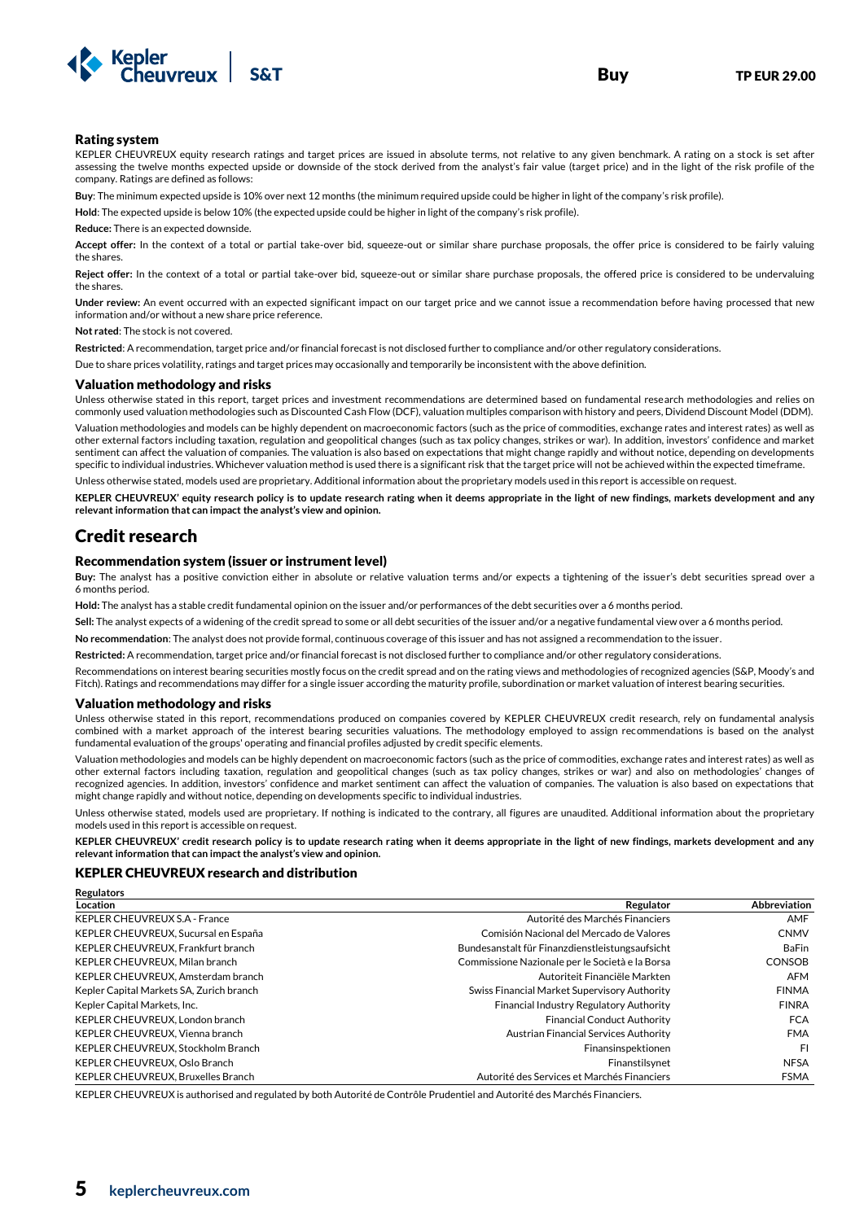### Rating system

KEPLER CHEUVREUX equity research ratings and target prices are issued in absolute terms, not relative to any given benchmark. A rating on a stock is set after assessing the twelve months expected upside or downside of the stock derived from the analyst's fair value (target price) and in the light of the risk profile of the company. Ratings are defined as follows:

**Buy**: The minimum expected upside is 10% over next 12 months (the minimum required upside could be higher in light of the company's risk profile).

**Hold**: The expected upside is below 10% (the expected upside could be higher in light of the company's risk profile).

**Reduce:** There is an expected downside.

**Accept offer:** In the context of a total or partial take-over bid, squeeze-out or similar share purchase proposals, the offer price is considered to be fairly valuing the shares.

**Reject offer:** In the context of a total or partial take-over bid, squeeze-out or similar share purchase proposals, the offered price is considered to be undervaluing the shares.

**Under review:** An event occurred with an expected significant impact on our target price and we cannot issue a recommendation before having processed that new information and/or without a new share price reference.

**Not rated**: The stock is not covered.

**Restricted**: A recommendation, target price and/or financial forecast is not disclosed further to compliance and/or other regulatory considerations.

Due to share prices volatility, ratings and target prices may occasionally and temporarily be inconsistent with the above definition.

### Valuation methodology and risks

Unless otherwise stated in this report, target prices and investment recommendations are determined based on fundamental research methodologies and relies on commonly used valuation methodologies such as Discounted Cash Flow (DCF), valuation multiples comparison with history and peers, Dividend Discount Model (DDM).

Valuation methodologies and models can be highly dependent on macroeconomic factors (such as the price of commodities, exchange rates and interest rates) as well as other external factors including taxation, regulation and geopolitical changes (such as tax policy changes, strikes or war). In addition, investors' confidence and market sentiment can affect the valuation of companies. The valuation is also based on expectations that might change rapidly and without notice, depending on developments specific to individual industries. Whichever valuation method is used there is a significant risk that the target price will not be achieved within the expected timeframe.

Unless otherwise stated, models used are proprietary. Additional information about the proprietary models used in this report is accessible on request.

**KEPLER CHEUVREUX' equity research policy is to update research rating when it deems appropriate in the light of new findings, markets development and any relevant information that can impact the analyst's view and opinion.**

## Credit research

### Recommendation system (issuer or instrument level)

**Buy:** The analyst has a positive conviction either in absolute or relative valuation terms and/or expects a tightening of the issuer's debt securities spread over a 6 months period.

**Hold:** The analyst has a stable credit fundamental opinion on the issuer and/or performances of the debt securities over a 6 months period.

**Sell:** The analyst expects of a widening of the credit spread to some or all debt securities of the issuer and/or a negative fundamental view over a 6 months period.

**No recommendation**: The analyst does not provide formal, continuous coverage of this issuer and has not assigned a recommendation to the issuer.

**Restricted:** A recommendation, target price and/or financial forecast is not disclosed further to compliance and/or other regulatory considerations.

Recommendations on interest bearing securities mostly focus on the credit spread and on the rating views and methodologies of recognized agencies (S&P, Moody's and Fitch). Ratings and recommendations may differ for a single issuer according the maturity profile, subordination or market valuation of interest bearing securities.

### Valuation methodology and risks

Unless otherwise stated in this report, recommendations produced on companies covered by KEPLER CHEUVREUX credit research, rely on fundamental analysis combined with a market approach of the interest bearing securities valuations. The methodology employed to assign recommendations is based on the analyst fundamental evaluation of the groups' operating and financial profiles adjusted by credit specific elements.

Valuation methodologies and models can be highly dependent on macroeconomic factors (such as the price of commodities, exchange rates and interest rates) as well as other external factors including taxation, regulation and geopolitical changes (such as tax policy changes, strikes or war) and also on methodologies' changes of recognized agencies. In addition, investors' confidence and market sentiment can affect the valuation of companies. The valuation is also based on expectations that might change rapidly and without notice, depending on developments specific to individual industries.

Unless otherwise stated, models used are proprietary. If nothing is indicated to the contrary, all figures are unaudited. Additional information about the proprietary models used in this report is accessible on request.

**KEPLER CHEUVREUX' credit research policy is to update research rating when it deems appropriate in the light of new findings, markets development and any relevant information that can impact the analyst's view and opinion.**

### KEPLER CHEUVREUX research and distribution

**Regulators**

| Location | Regulator | Abbreviation |
|---|---|---|
| KEPLER CHEUVREUX S.A - France | Autorité des Marchés Financiers | AMF |
| KEPLER CHEUVREUX, Sucursal en España | Comisión Nacional del Mercado de Valores | CNMV |
| KEPLER CHEUVREUX, Frankfurt branch | Bundesanstalt für Finanzdienstleistungsaufsicht | BaFin |
| KEPLER CHEUVREUX, Milan branch | Commissione Nazionale per le Società e la Borsa | CONSOB |
| KEPLER CHEUVREUX, Amsterdam branch | Autoriteit Financiële Markten | AFM |
| Kepler Capital Markets SA, Zurich branch | Swiss Financial Market Supervisory Authority | FINMA |
| Kepler Capital Markets, Inc. | Financial Industry Regulatory Authority | FINRA |
| KEPLER CHEUVREUX, London branch | Financial Conduct Authority | FCA |
| KEPLER CHEUVREUX, Vienna branch | Austrian Financial Services Authority | FMA |
| KEPLER CHEUVREUX, Stockholm Branch | Finansinspektionen | FI |
| KEPLER CHEUVREUX, Oslo Branch | Finanstilsynet | NFSA |
| KEPLER CHEUVREUX, Bruxelles Branch | Autorité des Services et Marchés Financiers | FSMA |

KEPLER CHEUVREUX is authorised and regulated by both Autorité de Contrôle Prudentiel and Autorité des Marchés Financiers.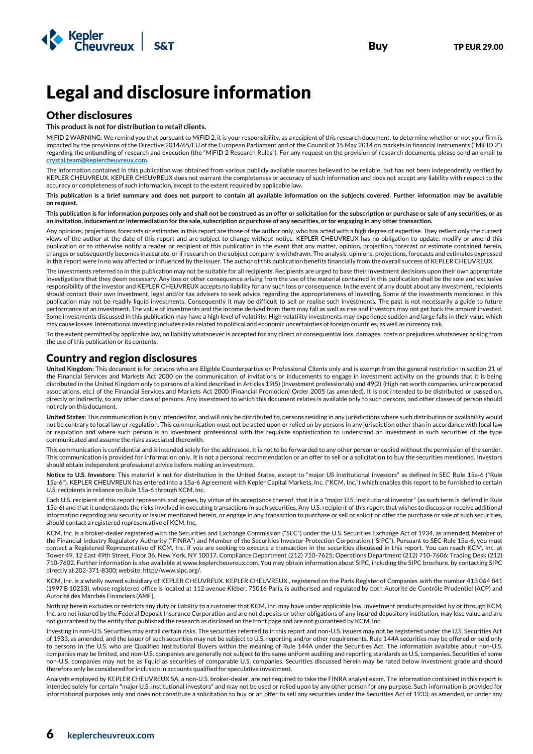# Legal and disclosure information

## Other disclosures

**This product is not for distribution to retail clients.**

MIFID 2 WARNING: We remind you that pursuant to MiFID 2, it is your responsibility, as a recipient of this research document, to determine whether or not your firm is impacted by the provisions of the Directive 2014/65/EU of the European Parliament and of the Council of 15 May 2014 on markets in financial instruments ("MiFID 2") regarding the unbundling of research and execution (the "MiFID 2 Research Rules"). For any request on the provision of research documents, please send an email to **crystal.team@keplercheuvreux.com**.

The information contained in this publication was obtained from various publicly available sources believed to be reliable, but has not been independently verified by KEPLER CHEUVREUX. KEPLER CHEUVREUX does not warrant the completeness or accuracy of such information and does not accept any liability with respect to the accuracy or completeness of such information, except to the extent required by applicable law.

**This publication is a brief summary and does not purport to contain all available information on the subjects covered. Further information may be available on request.**

**This publication is for information purposes only and shall not be construed as an offer or solicitation for the subscription or purchase or sale of any securities, or as an invitation, inducement or intermediation for the sale, subscription or purchase of any securities, or for engaging in any other transaction.**

Any opinions, projections, forecasts or estimates in this report are those of the author only, who has acted with a high degree of expertise. They reflect only the current views of the author at the date of this report and are subject to change without notice. KEPLER CHEUVREUX has no obligation to update, modify or amend this publication or to otherwise notify a reader or recipient of this publication in the event that any matter, opinion, projection, forecast or estimate contained herein, changes or subsequently becomes inaccurate, or if research on the subject company is withdrawn. The analysis, opinions, projections, forecasts and estimates expressed in this report were in no way affected or influenced by the issuer. The author of this publication benefits financially from the overall success of KEPLER CHEUVREUX.

The investments referred to in this publication may not be suitable for all recipients. Recipients are urged to base their investment decisions upon their own appropriate investigations that they deem necessary. Any loss or other consequence arising from the use of the material contained in this publication shall be the sole and exclusive responsibility of the investor and KEPLER CHEUVREUX accepts no liability for any such loss or consequence. In the event of any doubt about any investment, recipients should contact their own investment, legal and/or tax advisers to seek advice regarding the appropriateness of investing. Some of the investments mentioned in this publication may not be readily liquid investments. Consequently it may be difficult to sell or realise such investments. The past is not necessarily a guide to future performance of an investment. The value of investments and the income derived from them may fall as well as rise and investors may not get back the amount invested. Some investments discussed in this publication may have a high level of volatility. High volatility investments may experience sudden and large falls in their value which may cause losses. International investing includes risks related to political and economic uncertainties of foreign countries, as well as currency risk.

To the extent permitted by applicable law, no liability whatsoever is accepted for any direct or consequential loss, damages, costs or prejudices whatsoever arising from the use of this publication or its contents.

## Country and region disclosures

**United Kingdom:** This document is for persons who are Eligible Counterparties or Professional Clients only and is exempt from the general restriction in section 21 of the Financial Services and Markets Act 2000 on the communication of invitations or inducements to engage in investment activity on the grounds that it is being distributed in the United Kingdom only to persons of a kind described in Articles 19(5) (Investment professionals) and 49(2) (High net worth companies, unincorporated associations, etc.) of the Financial Services and Markets Act 2000 (Financial Promotion) Order 2005 (as amended). It is not intended to be distributed or passed on, directly or indirectly, to any other class of persons. Any investment to which this document relates is available only to such persons, and other classes of person should not rely on this document.

**United States:** This communication is only intended for, and will only be distributed to, persons residing in any jurisdictions where such distribution or availability would not be contrary to local law or regulation. This communication must not be acted upon or relied on by persons in any jurisdiction other than in accordance with local law or regulation and where such person is an investment professional with the requisite sophistication to understand an investment in such securities of the type communicated and assume the risks associated therewith.

This communication is confidential and is intended solely for the addressee. It is not to be forwarded to any other person or copied without the permission of the sender. This communication is provided for information only. It is not a personal recommendation or an offer to sell or a solicitation to buy the securities mentioned. Investors should obtain independent professional advice before making an investment.

**Notice to U.S. Investors:** This material is not for distribution in the United States, except to "major US institutional investors" as defined in SEC Rule 15a-6 ("Rule 15a-6"). KEPLER CHEUVREUX has entered into a 15a-6 Agreement with Kepler Capital Markets, Inc. ("KCM, Inc.") which enables this report to be furnished to certain U.S. recipients in reliance on Rule 15a-6 through KCM, Inc.

Each U.S. recipient of this report represents and agrees, by virtue of its acceptance thereof, that it is a "major U.S. institutional investor" (as such term is defined in Rule 15a-6) and that it understands the risks involved in executing transactions in such securities. Any U.S. recipient of this report that wishes to discuss or receive additional information regarding any security or issuer mentioned herein, or engage in any transaction to purchase or sell or solicit or offer the purchase or sale of such securities, should contact a registered representative of KCM, Inc.

KCM, Inc. is a broker-dealer registered with the Securities and Exchange Commission ("SEC") under the U.S. Securities Exchange Act of 1934, as amended, Member of the Financial Industry Regulatory Authority ("FINRA") and Member of the Securities Investor Protection Corporation ("SIPC"). Pursuant to SEC Rule 15a-6, you must contact a Registered Representative of KCM, Inc. if you are seeking to execute a transaction in the securities discussed in this report. You can reach KCM, Inc. at Tower 49, 12 East 49th Street, Floor 36, New York, NY 10017, Compliance Department (212) 710-7625; Operations Department (212) 710-7606; Trading Desk (212) 710-7602. Further information is also available at www.keplercheuvreux.com. You may obtain information about SIPC, including the SIPC brochure, by contacting SIPC directly at 202-371-8300; website: http://www.sipc.org/.

KCM, Inc. is a wholly owned subsidiary of KEPLER CHEUVREUX. KEPLER CHEUVREUX , registered on the Paris Register of Companies with the number 413 064 841 (1997 B 10253), whose registered office is located at 112 avenue Kléber, 75016 Paris, is authorised and regulated by both Autorité de Contrôle Prudentiel (ACP) and Autorité des Marchés Financiers (AMF).

Nothing herein excludes or restricts any duty or liability to a customer that KCM, Inc. may have under applicable law. Investment products provided by or through KCM, Inc. are not insured by the Federal Deposit Insurance Corporation and are not deposits or other obligations of any insured depository institution, may lose value and are not guaranteed by the entity that published the research as disclosed on the front page and are not guaranteed by KCM, Inc.

Investing in non-U.S. Securities may entail certain risks. The securities referred to in this report and non-U.S. issuers may not be registered under the U.S. Securities Act of 1933, as amended, and the issuer of such securities may not be subject to U.S. reporting and/or other requirements. Rule 144A securities may be offered or sold only to persons in the U.S. who are Qualified Institutional Buyers within the meaning of Rule 144A under the Securities Act. The information available about non-U.S. companies may be limited, and non-U.S. companies are generally not subject to the same uniform auditing and reporting standards as U.S. companies. Securities of some non-U.S. companies may not be as liquid as securities of comparable U.S. companies. Securities discussed herein may be rated below investment grade and should therefore only be considered for inclusion in accounts qualified for speculative investment.

Analysts employed by KEPLER CHEUVREUX SA, a non-U.S. broker-dealer, are not required to take the FINRA analyst exam. The information contained in this report is intended solely for certain "major U.S. institutional investors" and may not be used or relied upon by any other person for any purpose. Such information is provided for informational purposes only and does not constitute a solicitation to buy or an offer to sell any securities under the Securities Act of 1933, as amended, or under any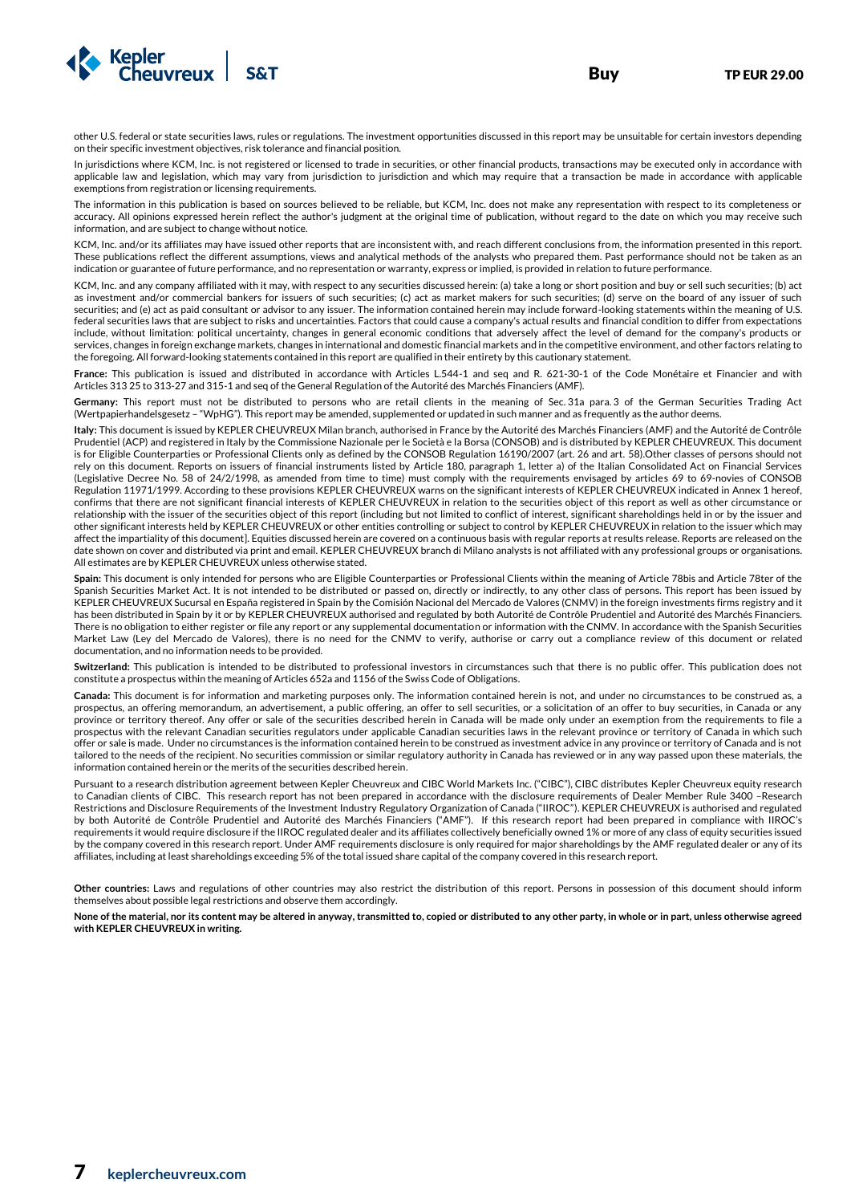other U.S. federal or state securities laws, rules or regulations. The investment opportunities discussed in this report may be unsuitable for certain investors depending on their specific investment objectives, risk tolerance and financial position.

In jurisdictions where KCM, Inc. is not registered or licensed to trade in securities, or other financial products, transactions may be executed only in accordance with applicable law and legislation, which may vary from jurisdiction to jurisdiction and which may require that a transaction be made in accordance with applicable exemptions from registration or licensing requirements.

The information in this publication is based on sources believed to be reliable, but KCM, Inc. does not make any representation with respect to its completeness or accuracy. All opinions expressed herein reflect the author's judgment at the original time of publication, without regard to the date on which you may receive such information, and are subject to change without notice.

KCM, Inc. and/or its affiliates may have issued other reports that are inconsistent with, and reach different conclusions from, the information presented in this report. These publications reflect the different assumptions, views and analytical methods of the analysts who prepared them. Past performance should not be taken as an indication or guarantee of future performance, and no representation or warranty, express or implied, is provided in relation to future performance.

KCM, Inc. and any company affiliated with it may, with respect to any securities discussed herein: (a) take a long or short position and buy or sell such securities; (b) act as investment and/or commercial bankers for issuers of such securities; (c) act as market makers for such securities; (d) serve on the board of any issuer of such securities; and (e) act as paid consultant or advisor to any issuer. The information contained herein may include forward-looking statements within the meaning of U.S. federal securities laws that are subject to risks and uncertainties. Factors that could cause a company's actual results and financial condition to differ from expectations include, without limitation: political uncertainty, changes in general economic conditions that adversely affect the level of demand for the company's products or services, changes in foreign exchange markets, changes in international and domestic financial markets and in the competitive environment, and other factors relating to the foregoing. All forward-looking statements contained in this report are qualified in their entirety by this cautionary statement.

**France:** This publication is issued and distributed in accordance with Articles L.544-1 and seq and R. 621-30-1 of the Code Monétaire et Financier and with Articles 313 25 to 313-27 and 315-1 and seq of the General Regulation of the Autorité des Marchés Financiers (AMF).

**Germany:** This report must not be distributed to persons who are retail clients in the meaning of Sec. 31a para. 3 of the German Securities Trading Act (Wertpapierhandelsgesetz – "WpHG"). This report may be amended, supplemented or updated in such manner and as frequently as the author deems.

**Italy:** This document is issued by KEPLER CHEUVREUX Milan branch, authorised in France by the Autorité des Marchés Financiers (AMF) and the Autorité de Contrôle Prudentiel (ACP) and registered in Italy by the Commissione Nazionale per le Società e la Borsa (CONSOB) and is distributed by KEPLER CHEUVREUX. This document is for Eligible Counterparties or Professional Clients only as defined by the CONSOB Regulation 16190/2007 (art. 26 and art. 58).Other classes of persons should not rely on this document. Reports on issuers of financial instruments listed by Article 180, paragraph 1, letter a) of the Italian Consolidated Act on Financial Services (Legislative Decree No. 58 of 24/2/1998, as amended from time to time) must comply with the requirements envisaged by articles 69 to 69-novies of CONSOB Regulation 11971/1999. According to these provisions KEPLER CHEUVREUX warns on the significant interests of KEPLER CHEUVREUX indicated in Annex 1 hereof, confirms that there are not significant financial interests of KEPLER CHEUVREUX in relation to the securities object of this report as well as other circumstance or relationship with the issuer of the securities object of this report (including but not limited to conflict of interest, significant shareholdings held in or by the issuer and other significant interests held by KEPLER CHEUVREUX or other entities controlling or subject to control by KEPLER CHEUVREUX in relation to the issuer which may affect the impartiality of this document]. Equities discussed herein are covered on a continuous basis with regular reports at results release. Reports are released on the date shown on cover and distributed via print and email. KEPLER CHEUVREUX branch di Milano analysts is not affiliated with any professional groups or organisations. All estimates are by KEPLER CHEUVREUX unless otherwise stated.

**Spain:** This document is only intended for persons who are Eligible Counterparties or Professional Clients within the meaning of Article 78bis and Article 78ter of the Spanish Securities Market Act. It is not intended to be distributed or passed on, directly or indirectly, to any other class of persons. This report has been issued by KEPLER CHEUVREUX Sucursal en España registered in Spain by the Comisión Nacional del Mercado de Valores (CNMV) in the foreign investments firms registry and it has been distributed in Spain by it or by KEPLER CHEUVREUX authorised and regulated by both Autorité de Contrôle Prudentiel and Autorité des Marchés Financiers. There is no obligation to either register or file any report or any supplemental documentation or information with the CNMV. In accordance with the Spanish Securities Market Law (Ley del Mercado de Valores), there is no need for the CNMV to verify, authorise or carry out a compliance review of this document or related documentation, and no information needs to be provided.

**Switzerland:** This publication is intended to be distributed to professional investors in circumstances such that there is no public offer. This publication does not constitute a prospectus within the meaning of Articles 652a and 1156 of the Swiss Code of Obligations.

**Canada:** This document is for information and marketing purposes only. The information contained herein is not, and under no circumstances to be construed as, a prospectus, an offering memorandum, an advertisement, a public offering, an offer to sell securities, or a solicitation of an offer to buy securities, in Canada or any province or territory thereof. Any offer or sale of the securities described herein in Canada will be made only under an exemption from the requirements to file a prospectus with the relevant Canadian securities regulators under applicable Canadian securities laws in the relevant province or territory of Canada in which such offer or sale is made. Under no circumstances is the information contained herein to be construed as investment advice in any province or territory of Canada and is not tailored to the needs of the recipient. No securities commission or similar regulatory authority in Canada has reviewed or in any way passed upon these materials, the information contained herein or the merits of the securities described herein.

Pursuant to a research distribution agreement between Kepler Cheuvreux and CIBC World Markets Inc. ("CIBC"), CIBC distributes Kepler Cheuvreux equity research to Canadian clients of CIBC. This research report has not been prepared in accordance with the disclosure requirements of Dealer Member Rule 3400 –Research Restrictions and Disclosure Requirements of the Investment Industry Regulatory Organization of Canada ("IIROC"). KEPLER CHEUVREUX is authorised and regulated by both Autorité de Contrôle Prudentiel and Autorité des Marchés Financiers ("AMF"). If this research report had been prepared in compliance with IIROC's requirements it would require disclosure if the IIROC regulated dealer and its affiliates collectively beneficially owned 1% or more of any class of equity securities issued by the company covered in this research report. Under AMF requirements disclosure is only required for major shareholdings by the AMF regulated dealer or any of its affiliates, including at least shareholdings exceeding 5% of the total issued share capital of the company covered in this research report.

**Other countries:** Laws and regulations of other countries may also restrict the distribution of this report. Persons in possession of this document should inform themselves about possible legal restrictions and observe them accordingly.

**None of the material, nor its content may be altered in anyway, transmitted to, copied or distributed to any other party, in whole or in part, unless otherwise agreed with KEPLER CHEUVREUX in writing.**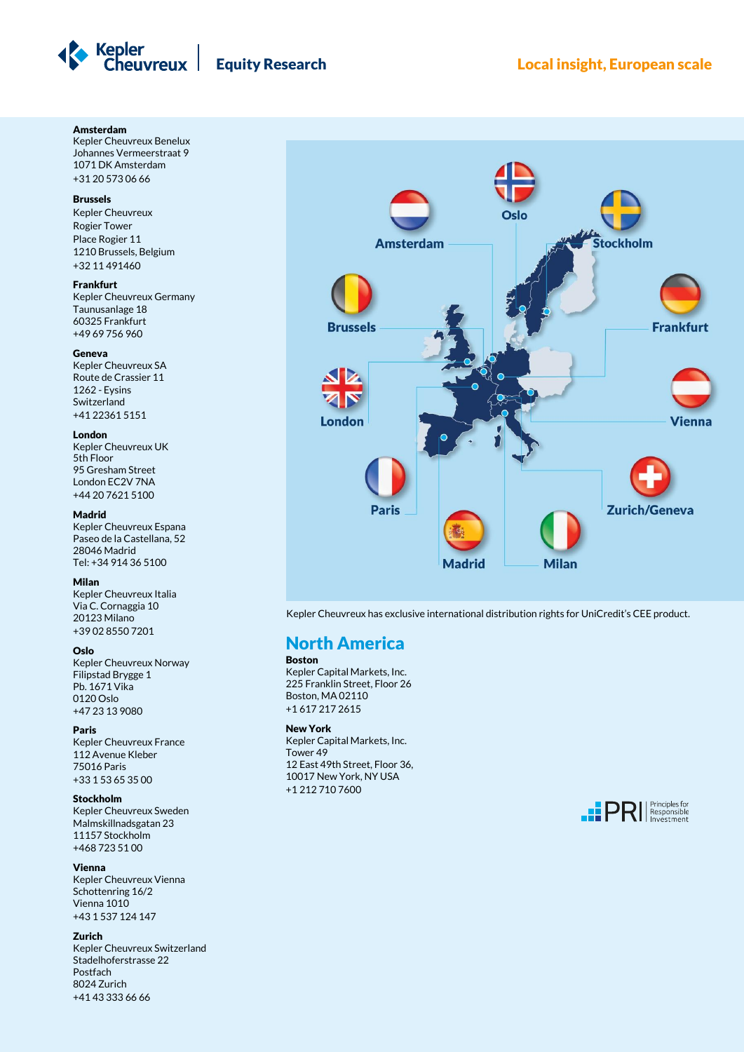Kepler Cheuvreux | Equity Research

Local insight, European scale

**Amsterdam**
Kepler Cheuvreux Benelux
Johannes Vermeerstraat 9
1071 DK Amsterdam
+31 20 573 06 66

**Brussels**
Kepler Cheuvreux
Rogier Tower
Place Rogier 11
1210 Brussels, Belgium
+32 11 491460

**Frankfurt**
Kepler Cheuvreux Germany
Taunusanlage 18
60325 Frankfurt
+49 69 756 960

**Geneva**
Kepler Cheuvreux SA
Route de Crassier 11
1262 - Eysins
Switzerland
+41 22361 5151

**London**
Kepler Cheuvreux UK
5th Floor
95 Gresham Street
London EC2V 7NA
+44 20 7621 5100

**Madrid**
Kepler Cheuvreux Espana
Paseo de la Castellana, 52
28046 Madrid
Tel: +34 914 36 5100

**Milan**
Kepler Cheuvreux Italia
Via C. Cornaggia 10
20123 Milano
+39 02 8550 7201

**Oslo**
Kepler Cheuvreux Norway
Filipstad Brygge 1
Pb. 1671 Vika
0120 Oslo
+47 23 13 9080

**Paris**
Kepler Cheuvreux France
112 Avenue Kleber
75016 Paris
+33 1 53 65 35 00

**Stockholm**
Kepler Cheuvreux Sweden
Malmskillnadsgatan 23
11157 Stockholm
+468 723 51 00

**Vienna**
Kepler Cheuvreux Vienna
Schottenring 16/2
Vienna 1010
+43 1 537 124 147

**Zurich**
Kepler Cheuvreux Switzerland
Stadelhoferstrasse 22
Postfach
8024 Zurich
+41 43 333 66 66

Amsterdam
Oslo
Stockholm
Brussels
Frankfurt
London
Vienna
Paris
Zurich/Geneva
Madrid
Milan

Kepler Cheuvreux has exclusive international distribution rights for UniCredit's CEE product.

## North America

**Boston**
Kepler Capital Markets, Inc.
225 Franklin Street, Floor 26
Boston, MA 02110
+1 617 217 2615

**New York**
Kepler Capital Markets, Inc.
Tower 49
12 East 49th Street, Floor 36,
10017 New York, NY USA
+1 212 710 7600

PRI | Principles for Responsible Investment